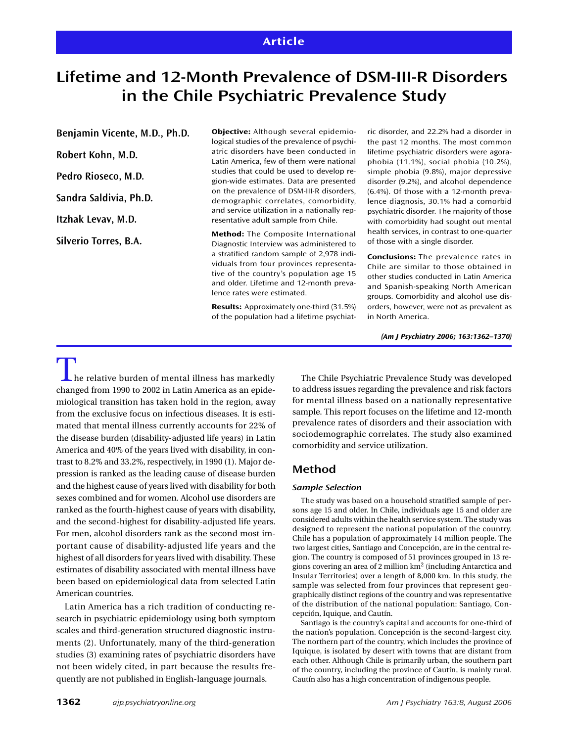Article

# Lifetime and 12-Month Prevalence of DSM-III-R Disorders in the Chile Psychiatric Prevalence Study

Benjamin Vicente, M.D., Ph.D.

Robert Kohn, M.D.

Pedro Rioseco, M.D.

Sandra Saldivia, Ph.D.

Itzhak Levav, M.D.

Silverio Torres, B.A.

**Objective:** Although several epidemiological studies of the prevalence of psychiatric disorders have been conducted in Latin America, few of them were national studies that could be used to develop region-wide estimates. Data are presented on the prevalence of DSM-III-R disorders, demographic correlates, comorbidity, and service utilization in a nationally representative adult sample from Chile.

**Method:** The Composite International Diagnostic Interview was administered to a stratified random sample of 2,978 individuals from four provinces representative of the country's population age 15 and older. Lifetime and 12-month prevalence rates were estimated.

**Results:** Approximately one-third (31.5%) of the population had a lifetime psychiatric disorder, and 22.2% had a disorder in the past 12 months. The most common lifetime psychiatric disorders were agoraphobia (11.1%), social phobia (10.2%), simple phobia (9.8%), major depressive disorder (9.2%), and alcohol dependence (6.4%). Of those with a 12-month prevalence diagnosis, 30.1% had a comorbid psychiatric disorder. The majority of those with comorbidity had sought out mental health services, in contrast to one-quarter of those with a single disorder.

**Conclusions:** The prevalence rates in Chile are similar to those obtained in other studies conducted in Latin America and Spanish-speaking North American groups. Comorbidity and alcohol use disorders, however, were not as prevalent as in North America.

*(Am J Psychiatry 2006; 163:1362–1370)*

The relative burden of mental illness has markedly changed from 1990 to 2002 in Latin America as an epidemiological transition has taken hold in the region, away from the exclusive focus on infectious diseases. It is estimated that mental illness currently accounts for 22% of the disease burden (disability-adjusted life years) in Latin America and 40% of the years lived with disability, in contrast to 8.2% and 33.2%, respectively, in 1990 (1). Major depression is ranked as the leading cause of disease burden and the highest cause of years lived with disability for both sexes combined and for women. Alcohol use disorders are ranked as the fourth-highest cause of years with disability, and the second-highest for disability-adjusted life years. For men, alcohol disorders rank as the second most important cause of disability-adjusted life years and the highest of all disorders for years lived with disability. These estimates of disability associated with mental illness have been based on epidemiological data from selected Latin American countries.

Latin America has a rich tradition of conducting research in psychiatric epidemiology using both symptom scales and third-generation structured diagnostic instruments (2). Unfortunately, many of the third-generation studies (3) examining rates of psychiatric disorders have not been widely cited, in part because the results frequently are not published in English-language journals.

The Chile Psychiatric Prevalence Study was developed to address issues regarding the prevalence and risk factors for mental illness based on a nationally representative sample. This report focuses on the lifetime and 12-month prevalence rates of disorders and their association with sociodemographic correlates. The study also examined comorbidity and service utilization.

## Method

### Sample Selection

The study was based on a household stratified sample of persons age 15 and older. In Chile, individuals age 15 and older are considered adults within the health service system. The study was designed to represent the national population of the country. Chile has a population of approximately 14 million people. The two largest cities, Santiago and Concepción, are in the central region. The country is composed of 51 provinces grouped in 13 regions covering an area of 2 million km$^2$ (including Antarctica and Insular Territories) over a length of 8,000 km. In this study, the sample was selected from four provinces that represent geographically distinct regions of the country and was representative of the distribution of the national population: Santiago, Concepción, Iquique, and Cautín.

Santiago is the country's capital and accounts for one-third of the nation's population. Concepción is the second-largest city. The northern part of the country, which includes the province of Iquique, is isolated by desert with towns that are distant from each other. Although Chile is primarily urban, the southern part of the country, including the province of Cautín, is mainly rural. Cautín also has a high concentration of indigenous people.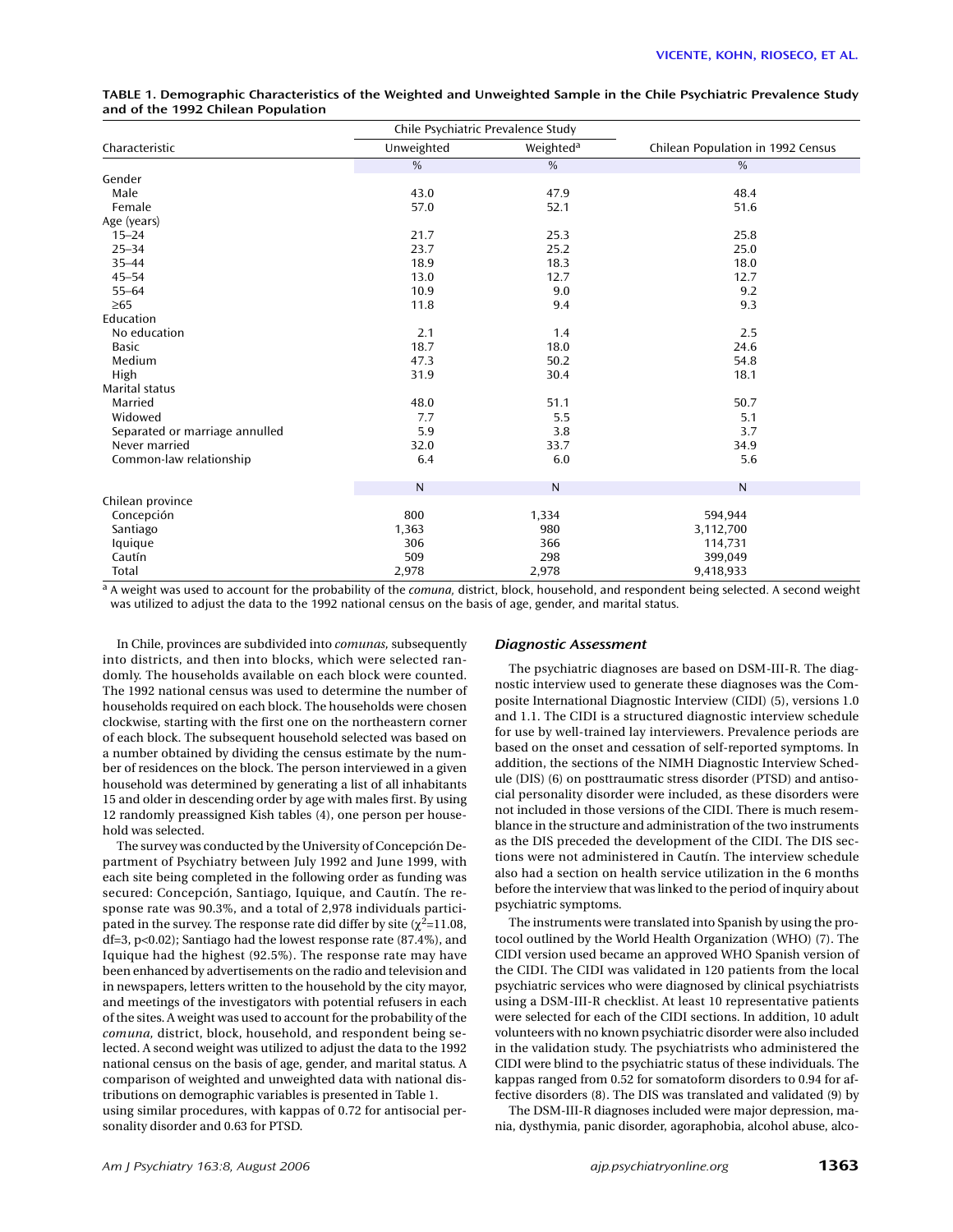**TABLE 1. Demographic Characteristics of the Weighted and Unweighted Sample in the Chile Psychiatric Prevalence Study and of the 1992 Chilean Population**

| Characteristic | Chile Psychiatric Prevalence Study | | Chilean Population in 1992 Census |
|---|---|---|---|
| | Unweighted | Weighted[a] | |
| | % | % | % |
| Gender | | | |
| Male | 43.0 | 47.9 | 48.4 |
| Female | 57.0 | 52.1 | 51.6 |
| Age (years) | | | |
| 15–24 | 21.7 | 25.3 | 25.8 |
| 25–34 | 23.7 | 25.2 | 25.0 |
| 35–44 | 18.9 | 18.3 | 18.0 |
| 45–54 | 13.0 | 12.7 | 12.7 |
| 55–64 | 10.9 | 9.0 | 9.2 |
| ≥65 | 11.8 | 9.4 | 9.3 |
| Education | | | |
| No education | 2.1 | 1.4 | 2.5 |
| Basic | 18.7 | 18.0 | 24.6 |
| Medium | 47.3 | 50.2 | 54.8 |
| High | 31.9 | 30.4 | 18.1 |
| Marital status | | | |
| Married | 48.0 | 51.1 | 50.7 |
| Widowed | 7.7 | 5.5 | 5.1 |
| Separated or marriage annulled | 5.9 | 3.8 | 3.7 |
| Never married | 32.0 | 33.7 | 34.9 |
| Common-law relationship | 6.4 | 6.0 | 5.6 |
| | N | N | N |
| Chilean province | | | |
| Concepción | 800 | 1,334 | 594,944 |
| Santiago | 1,363 | 980 | 3,112,700 |
| Iquique | 306 | 366 | 114,731 |
| Cautín | 509 | 298 | 399,049 |
| Total | 2,978 | 2,978 | 9,418,933 |

[a] A weight was used to account for the probability of the *comuna,* district, block, household, and respondent being selected. A second weight was utilized to adjust the data to the 1992 national census on the basis of age, gender, and marital status.

In Chile, provinces are subdivided into *comunas,* subsequently into districts, and then into blocks, which were selected randomly. The households available on each block were counted. The 1992 national census was used to determine the number of households required on each block. The households were chosen clockwise, starting with the first one on the northeastern corner of each block. The subsequent household selected was based on a number obtained by dividing the census estimate by the number of residences on the block. The person interviewed in a given household was determined by generating a list of all inhabitants 15 and older in descending order by age with males first. By using 12 randomly preassigned Kish tables (4), one person per household was selected.

The survey was conducted by the University of Concepción Department of Psychiatry between July 1992 and June 1999, with each site being completed in the following order as funding was secured: Concepción, Santiago, Iquique, and Cautín. The response rate was 90.3%, and a total of 2,978 individuals participated in the survey. The response rate did differ by site ($\chi^2$=11.08, df=3, p<0.02); Santiago had the lowest response rate (87.4%), and Iquique had the highest (92.5%). The response rate may have been enhanced by advertisements on the radio and television and in newspapers, letters written to the household by the city mayor, and meetings of the investigators with potential refusers in each of the sites. A weight was used to account for the probability of the *comuna,* district, block, household, and respondent being selected. A second weight was utilized to adjust the data to the 1992 national census on the basis of age, gender, and marital status. A comparison of weighted and unweighted data with national distributions on demographic variables is presented in Table 1.

### *Diagnostic Assessment*

The psychiatric diagnoses are based on DSM-III-R. The diagnostic interview used to generate these diagnoses was the Composite International Diagnostic Interview (CIDI) (5), versions 1.0 and 1.1. The CIDI is a structured diagnostic interview schedule for use by well-trained lay interviewers. Prevalence periods are based on the onset and cessation of self-reported symptoms. In addition, the sections of the NIMH Diagnostic Interview Schedule (DIS) (6) on posttraumatic stress disorder (PTSD) and antisocial personality disorder were included, as these disorders were not included in those versions of the CIDI. There is much resemblance in the structure and administration of the two instruments as the DIS preceded the development of the CIDI. The DIS sections were not administered in Cautín. The interview schedule also had a section on health service utilization in the 6 months before the interview that was linked to the period of inquiry about psychiatric symptoms.

The instruments were translated into Spanish by using the protocol outlined by the World Health Organization (WHO) (7). The CIDI version used became an approved WHO Spanish version of the CIDI. The CIDI was validated in 120 patients from the local psychiatric services who were diagnosed by clinical psychiatrists using a DSM-III-R checklist. At least 10 representative patients were selected for each of the CIDI sections. In addition, 10 adult volunteers with no known psychiatric disorder were also included in the validation study. The psychiatrists who administered the CIDI were blind to the psychiatric status of these individuals. The kappas ranged from 0.52 for somatoform disorders to 0.94 for affective disorders (8). The DIS was translated and validated (9) by using similar procedures, with kappas of 0.72 for antisocial personality disorder and 0.63 for PTSD.

The DSM-III-R diagnoses included were major depression, mania, dysthymia, panic disorder, agoraphobia, alcohol abuse, alco-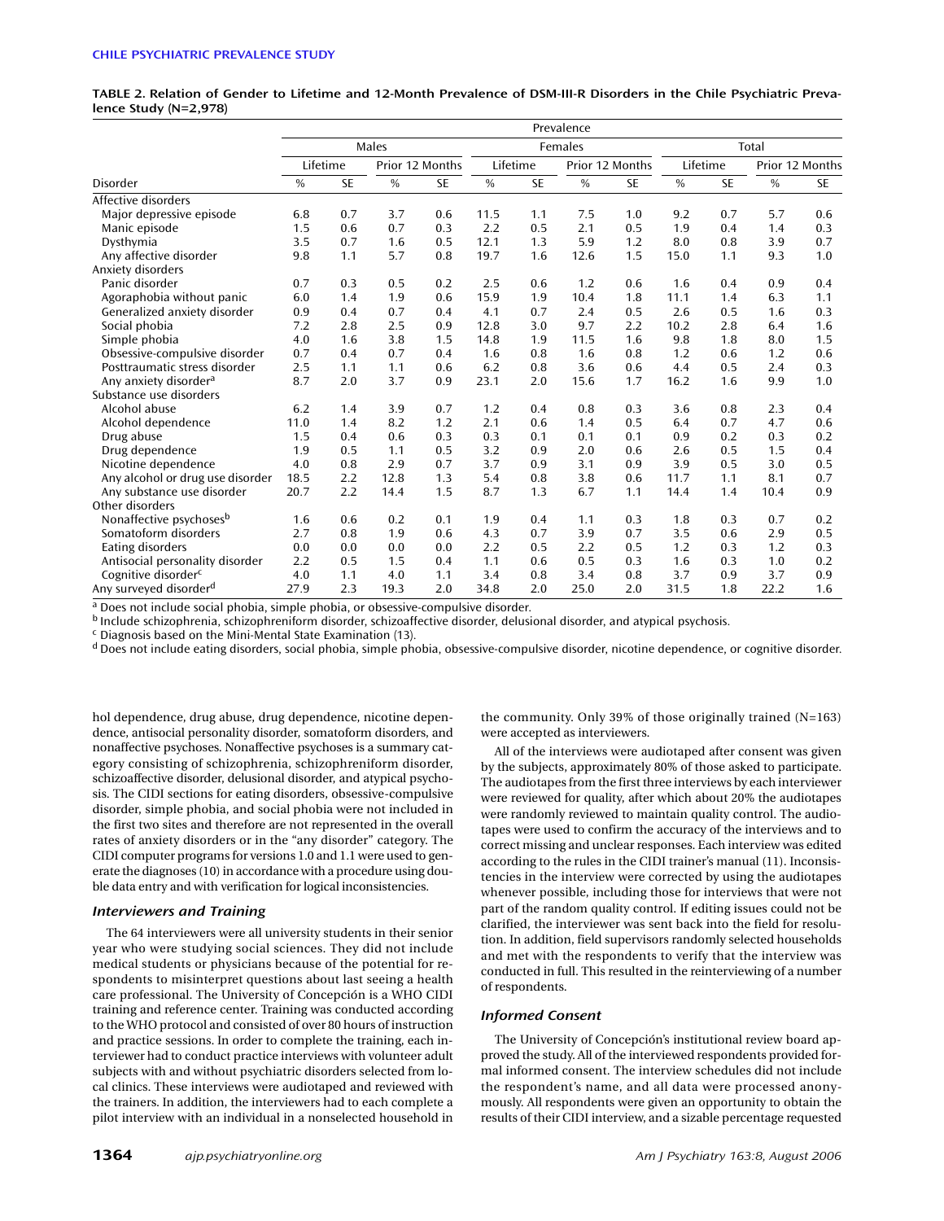TABLE 2. Relation of Gender to Lifetime and 12-Month Prevalence of DSM-III-R Disorders in the Chile Psychiatric Prevalence Study (N=2,978)

| Disorder | Prevalence | | | | | | | | | | | |
|---|---|---|---|---|---|---|---|---|---|---|---|---|
| | Males | | | | Females | | | | Total | | | |
| | Lifetime | | Prior 12 Months | | Lifetime | | Prior 12 Months | | Lifetime | | Prior 12 Months | |
| | % | SE | % | SE | % | SE | % | SE | % | SE | % | SE |
| Affective disorders | | | | | | | | | | | | |
| Major depressive episode | 6.8 | 0.7 | 3.7 | 0.6 | 11.5 | 1.1 | 7.5 | 1.0 | 9.2 | 0.7 | 5.7 | 0.6 |
| Manic episode | 1.5 | 0.6 | 0.7 | 0.3 | 2.2 | 0.5 | 2.1 | 0.5 | 1.9 | 0.4 | 1.4 | 0.3 |
| Dysthymia | 3.5 | 0.7 | 1.6 | 0.5 | 12.1 | 1.3 | 5.9 | 1.2 | 8.0 | 0.8 | 3.9 | 0.7 |
| Any affective disorder | 9.8 | 1.1 | 5.7 | 0.8 | 19.7 | 1.6 | 12.6 | 1.5 | 15.0 | 1.1 | 9.3 | 1.0 |
| Anxiety disorders | | | | | | | | | | | | |
| Panic disorder | 0.7 | 0.3 | 0.5 | 0.2 | 2.5 | 0.6 | 1.2 | 0.6 | 1.6 | 0.4 | 0.9 | 0.4 |
| Agoraphobia without panic | 6.0 | 1.4 | 1.9 | 0.6 | 15.9 | 1.9 | 10.4 | 1.8 | 11.1 | 1.4 | 6.3 | 1.1 |
| Generalized anxiety disorder | 0.9 | 0.4 | 0.7 | 0.4 | 4.1 | 0.7 | 2.4 | 0.5 | 2.6 | 0.5 | 1.6 | 0.3 |
| Social phobia | 7.2 | 2.8 | 2.5 | 0.9 | 12.8 | 3.0 | 9.7 | 2.2 | 10.2 | 2.8 | 6.4 | 1.6 |
| Simple phobia | 4.0 | 1.6 | 3.8 | 1.5 | 14.8 | 1.9 | 11.5 | 1.6 | 9.8 | 1.8 | 8.0 | 1.5 |
| Obsessive-compulsive disorder | 0.7 | 0.4 | 0.7 | 0.4 | 1.6 | 0.8 | 1.6 | 0.8 | 1.2 | 0.6 | 1.2 | 0.6 |
| Posttraumatic stress disorder | 2.5 | 1.1 | 1.1 | 0.6 | 6.2 | 0.8 | 3.6 | 0.6 | 4.4 | 0.5 | 2.4 | 0.3 |
| Any anxiety disorder[a] | 8.7 | 2.0 | 3.7 | 0.9 | 23.1 | 2.0 | 15.6 | 1.7 | 16.2 | 1.6 | 9.9 | 1.0 |
| Substance use disorders | | | | | | | | | | | | |
| Alcohol abuse | 6.2 | 1.4 | 3.9 | 0.7 | 1.2 | 0.4 | 0.8 | 0.3 | 3.6 | 0.8 | 2.3 | 0.4 |
| Alcohol dependence | 11.0 | 1.4 | 8.2 | 1.2 | 2.1 | 0.6 | 1.4 | 0.5 | 6.4 | 0.7 | 4.7 | 0.6 |
| Drug abuse | 1.5 | 0.4 | 0.6 | 0.3 | 0.3 | 0.1 | 0.1 | 0.1 | 0.9 | 0.2 | 0.3 | 0.2 |
| Drug dependence | 1.9 | 0.5 | 1.1 | 0.5 | 3.2 | 0.9 | 2.0 | 0.6 | 2.6 | 0.5 | 1.5 | 0.4 |
| Nicotine dependence | 4.0 | 0.8 | 2.9 | 0.7 | 3.7 | 0.9 | 3.1 | 0.9 | 3.9 | 0.5 | 3.0 | 0.5 |
| Any alcohol or drug use disorder | 18.5 | 2.2 | 12.8 | 1.3 | 5.4 | 0.8 | 3.8 | 0.6 | 11.7 | 1.1 | 8.1 | 0.7 |
| Any substance use disorder | 20.7 | 2.2 | 14.4 | 1.5 | 8.7 | 1.3 | 6.7 | 1.1 | 14.4 | 1.4 | 10.4 | 0.9 |
| Other disorders | | | | | | | | | | | | |
| Nonaffective psychoses[b] | 1.6 | 0.6 | 0.2 | 0.1 | 1.9 | 0.4 | 1.1 | 0.3 | 1.8 | 0.3 | 0.7 | 0.2 |
| Somatoform disorders | 2.7 | 0.8 | 1.9 | 0.6 | 4.3 | 0.7 | 3.9 | 0.7 | 3.5 | 0.6 | 2.9 | 0.5 |
| Eating disorders | 0.0 | 0.0 | 0.0 | 0.0 | 2.2 | 0.5 | 2.2 | 0.5 | 1.2 | 0.3 | 1.2 | 0.3 |
| Antisocial personality disorder | 2.2 | 0.5 | 1.5 | 0.4 | 1.1 | 0.6 | 0.5 | 0.3 | 1.6 | 0.3 | 1.0 | 0.2 |
| Cognitive disorder[c] | 4.0 | 1.1 | 4.0 | 1.1 | 3.4 | 0.8 | 3.4 | 0.8 | 3.7 | 0.9 | 3.7 | 0.9 |
| Any surveyed disorder[d] | 27.9 | 2.3 | 19.3 | 2.0 | 34.8 | 2.0 | 25.0 | 2.0 | 31.5 | 1.8 | 22.2 | 1.6 |

[a] Does not include social phobia, simple phobia, or obsessive-compulsive disorder.
[b] Include schizophrenia, schizophreniform disorder, schizoaffective disorder, delusional disorder, and atypical psychosis.
[c] Diagnosis based on the Mini-Mental State Examination (13).
[d] Does not include eating disorders, social phobia, simple phobia, obsessive-compulsive disorder, nicotine dependence, or cognitive disorder.

hol dependence, drug abuse, drug dependence, nicotine dependence, antisocial personality disorder, somatoform disorders, and nonaffective psychoses. Nonaffective psychoses is a summary category consisting of schizophrenia, schizophreniform disorder, schizoaffective disorder, delusional disorder, and atypical psychosis. The CIDI sections for eating disorders, obsessive-compulsive disorder, simple phobia, and social phobia were not included in the first two sites and therefore are not represented in the overall rates of anxiety disorders or in the "any disorder" category. The CIDI computer programs for versions 1.0 and 1.1 were used to generate the diagnoses (10) in accordance with a procedure using double data entry and with verification for logical inconsistencies.

### *Interviewers and Training*

The 64 interviewers were all university students in their senior year who were studying social sciences. They did not include medical students or physicians because of the potential for respondents to misinterpret questions about last seeing a health care professional. The University of Concepción is a WHO CIDI training and reference center. Training was conducted according to the WHO protocol and consisted of over 80 hours of instruction and practice sessions. In order to complete the training, each interviewer had to conduct practice interviews with volunteer adult subjects with and without psychiatric disorders selected from local clinics. These interviews were audiotaped and reviewed with the trainers. In addition, the interviewers had to each complete a pilot interview with an individual in a nonselected household in the community. Only 39% of those originally trained (N=163) were accepted as interviewers.

All of the interviews were audiotaped after consent was given by the subjects, approximately 80% of those asked to participate. The audiotapes from the first three interviews by each interviewer were reviewed for quality, after which about 20% the audiotapes were randomly reviewed to maintain quality control. The audiotapes were used to confirm the accuracy of the interviews and to correct missing and unclear responses. Each interview was edited according to the rules in the CIDI trainer's manual (11). Inconsistencies in the interview were corrected by using the audiotapes whenever possible, including those for interviews that were not part of the random quality control. If editing issues could not be clarified, the interviewer was sent back into the field for resolution. In addition, field supervisors randomly selected households and met with the respondents to verify that the interview was conducted in full. This resulted in the reinterviewing of a number of respondents.

### *Informed Consent*

The University of Concepción's institutional review board approved the study. All of the interviewed respondents provided formal informed consent. The interview schedules did not include the respondent's name, and all data were processed anonymously. All respondents were given an opportunity to obtain the results of their CIDI interview, and a sizable percentage requested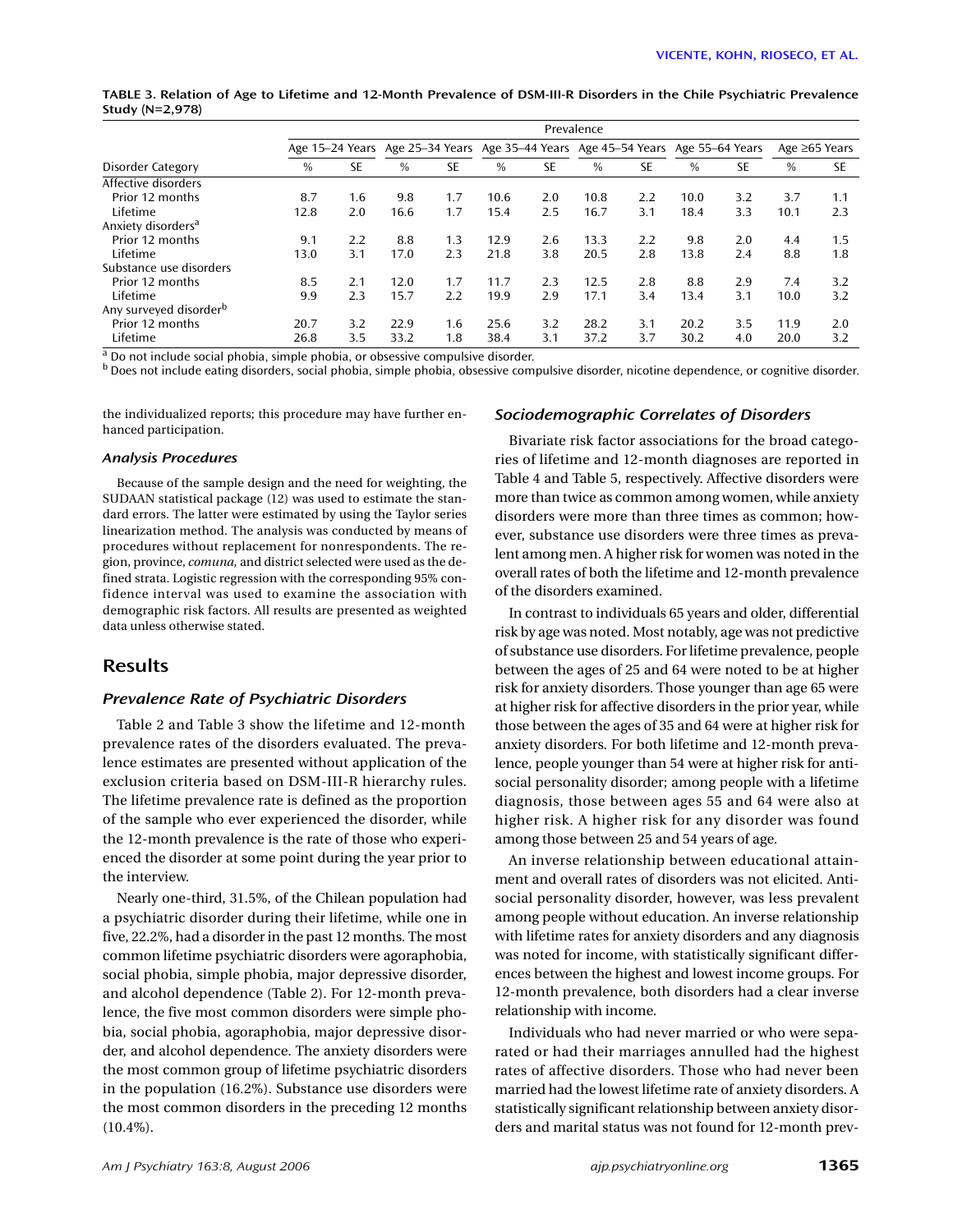**TABLE 3. Relation of Age to Lifetime and 12-Month Prevalence of DSM-III-R Disorders in the Chile Psychiatric Prevalence Study (N=2,978)**

| | Prevalence | | | | | | | | | | | |
|---|---|---|---|---|---|---|---|---|---|---|---|---|
| | Age 15–24 Years | | Age 25–34 Years | | Age 35–44 Years | | Age 45–54 Years | | Age 55–64 Years | | Age ≥65 Years | |
| Disorder Category | % | SE | % | SE | % | SE | % | SE | % | SE | % | SE |
| Affective disorders | | | | | | | | | | | | |
| Prior 12 months | 8.7 | 1.6 | 9.8 | 1.7 | 10.6 | 2.0 | 10.8 | 2.2 | 10.0 | 3.2 | 3.7 | 1.1 |
| Lifetime | 12.8 | 2.0 | 16.6 | 1.7 | 15.4 | 2.5 | 16.7 | 3.1 | 18.4 | 3.3 | 10.1 | 2.3 |
| Anxiety disorders[a] | | | | | | | | | | | | |
| Prior 12 months | 9.1 | 2.2 | 8.8 | 1.3 | 12.9 | 2.6 | 13.3 | 2.2 | 9.8 | 2.0 | 4.4 | 1.5 |
| Lifetime | 13.0 | 3.1 | 17.0 | 2.3 | 21.8 | 3.8 | 20.5 | 2.8 | 13.8 | 2.4 | 8.8 | 1.8 |
| Substance use disorders | | | | | | | | | | | | |
| Prior 12 months | 8.5 | 2.1 | 12.0 | 1.7 | 11.7 | 2.3 | 12.5 | 2.8 | 8.8 | 2.9 | 7.4 | 3.2 |
| Lifetime | 9.9 | 2.3 | 15.7 | 2.2 | 19.9 | 2.9 | 17.1 | 3.4 | 13.4 | 3.1 | 10.0 | 3.2 |
| Any surveyed disorder[b] | | | | | | | | | | | | |
| Prior 12 months | 20.7 | 3.2 | 22.9 | 1.6 | 25.6 | 3.2 | 28.2 | 3.1 | 20.2 | 3.5 | 11.9 | 2.0 |
| Lifetime | 26.8 | 3.5 | 33.2 | 1.8 | 38.4 | 3.1 | 37.2 | 3.7 | 30.2 | 4.0 | 20.0 | 3.2 |

[a] Do not include social phobia, simple phobia, or obsessive compulsive disorder.
[b] Does not include eating disorders, social phobia, simple phobia, obsessive compulsive disorder, nicotine dependence, or cognitive disorder.

the individualized reports; this procedure may have further enhanced participation.

### *Analysis Procedures*

Because of the sample design and the need for weighting, the SUDAAN statistical package (12) was used to estimate the standard errors. The latter were estimated by using the Taylor series linearization method. The analysis was conducted by means of procedures without replacement for nonrespondents. The region, province, *comuna,* and district selected were used as the defined strata. Logistic regression with the corresponding 95% confidence interval was used to examine the association with demographic risk factors. All results are presented as weighted data unless otherwise stated.

## Results

### *Prevalence Rate of Psychiatric Disorders*

Table 2 and Table 3 show the lifetime and 12-month prevalence rates of the disorders evaluated. The prevalence estimates are presented without application of the exclusion criteria based on DSM-III-R hierarchy rules. The lifetime prevalence rate is defined as the proportion of the sample who ever experienced the disorder, while the 12-month prevalence is the rate of those who experienced the disorder at some point during the year prior to the interview.

Nearly one-third, 31.5%, of the Chilean population had a psychiatric disorder during their lifetime, while one in five, 22.2%, had a disorder in the past 12 months. The most common lifetime psychiatric disorders were agoraphobia, social phobia, simple phobia, major depressive disorder, and alcohol dependence (Table 2). For 12-month prevalence, the five most common disorders were simple phobia, social phobia, agoraphobia, major depressive disorder, and alcohol dependence. The anxiety disorders were the most common group of lifetime psychiatric disorders in the population (16.2%). Substance use disorders were the most common disorders in the preceding 12 months (10.4%).

### *Sociodemographic Correlates of Disorders*

Bivariate risk factor associations for the broad categories of lifetime and 12-month diagnoses are reported in Table 4 and Table 5, respectively. Affective disorders were more than twice as common among women, while anxiety disorders were more than three times as common; however, substance use disorders were three times as prevalent among men. A higher risk for women was noted in the overall rates of both the lifetime and 12-month prevalence of the disorders examined.

In contrast to individuals 65 years and older, differential risk by age was noted. Most notably, age was not predictive of substance use disorders. For lifetime prevalence, people between the ages of 25 and 64 were noted to be at higher risk for anxiety disorders. Those younger than age 65 were at higher risk for affective disorders in the prior year, while those between the ages of 35 and 64 were at higher risk for anxiety disorders. For both lifetime and 12-month prevalence, people younger than 54 were at higher risk for antisocial personality disorder; among people with a lifetime diagnosis, those between ages 55 and 64 were also at higher risk. A higher risk for any disorder was found among those between 25 and 54 years of age.

An inverse relationship between educational attainment and overall rates of disorders was not elicited. Antisocial personality disorder, however, was less prevalent among people without education. An inverse relationship with lifetime rates for anxiety disorders and any diagnosis was noted for income, with statistically significant differences between the highest and lowest income groups. For 12-month prevalence, both disorders had a clear inverse relationship with income.

Individuals who had never married or who were separated or had their marriages annulled had the highest rates of affective disorders. Those who had never been married had the lowest lifetime rate of anxiety disorders. A statistically significant relationship between anxiety disorders and marital status was not found for 12-month prev-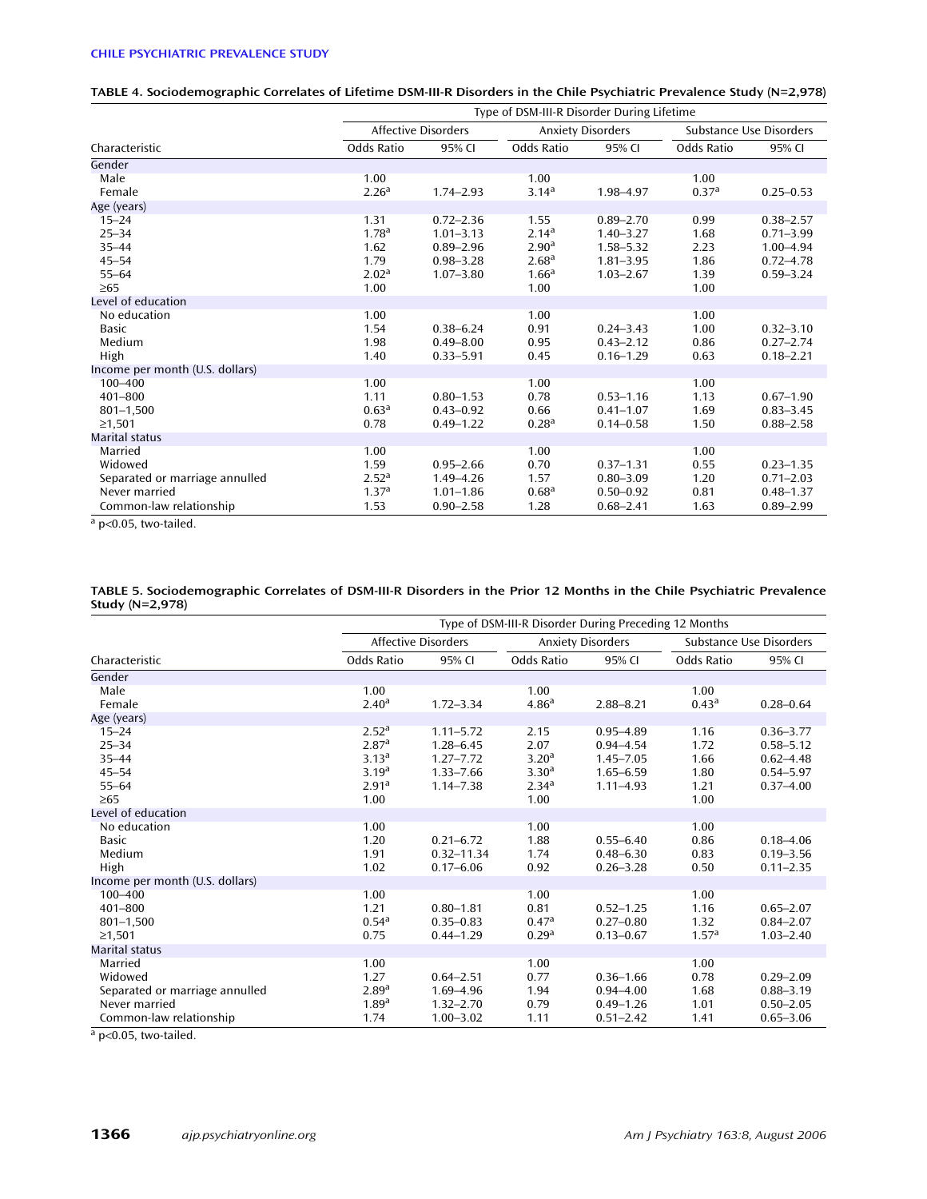**TABLE 4. Sociodemographic Correlates of Lifetime DSM-III-R Disorders in the Chile Psychiatric Prevalence Study (N=2,978)**

| | Type of DSM-III-R Disorder During Lifetime | | | | | |
|---|---|---|---|---|---|---|
| | Affective Disorders | | Anxiety Disorders | | Substance Use Disorders | |
| Characteristic | Odds Ratio | 95% CI | Odds Ratio | 95% CI | Odds Ratio | 95% CI |
| Gender | | | | | | |
| Male | 1.00 | | 1.00 | | 1.00 | |
| Female | 2.26[a] | 1.74–2.93 | 3.14[a] | 1.98–4.97 | 0.37[a] | 0.25–0.53 |
| Age (years) | | | | | | |
| 15–24 | 1.31 | 0.72–2.36 | 1.55 | 0.89–2.70 | 0.99 | 0.38–2.57 |
| 25–34 | 1.78[a] | 1.01–3.13 | 2.14[a] | 1.40–3.27 | 1.68 | 0.71–3.99 |
| 35–44 | 1.62 | 0.89–2.96 | 2.90[a] | 1.58–5.32 | 2.23 | 1.00–4.94 |
| 45–54 | 1.79 | 0.98–3.28 | 2.68[a] | 1.81–3.95 | 1.86 | 0.72–4.78 |
| 55–64 | 2.02[a] | 1.07–3.80 | 1.66[a] | 1.03–2.67 | 1.39 | 0.59–3.24 |
| ≥65 | 1.00 | | 1.00 | | 1.00 | |
| Level of education | | | | | | |
| No education | 1.00 | | 1.00 | | 1.00 | |
| Basic | 1.54 | 0.38–6.24 | 0.91 | 0.24–3.43 | 1.00 | 0.32–3.10 |
| Medium | 1.98 | 0.49–8.00 | 0.95 | 0.43–2.12 | 0.86 | 0.27–2.74 |
| High | 1.40 | 0.33–5.91 | 0.45 | 0.16–1.29 | 0.63 | 0.18–2.21 |
| Income per month (U.S. dollars) | | | | | | |
| 100–400 | 1.00 | | 1.00 | | 1.00 | |
| 401–800 | 1.11 | 0.80–1.53 | 0.78 | 0.53–1.16 | 1.13 | 0.67–1.90 |
| 801–1,500 | 0.63[a] | 0.43–0.92 | 0.66 | 0.41–1.07 | 1.69 | 0.83–3.45 |
| ≥1,501 | 0.78 | 0.49–1.22 | 0.28[a] | 0.14–0.58 | 1.50 | 0.88–2.58 |
| Marital status | | | | | | |
| Married | 1.00 | | 1.00 | | 1.00 | |
| Widowed | 1.59 | 0.95–2.66 | 0.70 | 0.37–1.31 | 0.55 | 0.23–1.35 |
| Separated or marriage annulled | 2.52[a] | 1.49–4.26 | 1.57 | 0.80–3.09 | 1.20 | 0.71–2.03 |
| Never married | 1.37[a] | 1.01–1.86 | 0.68[a] | 0.50–0.92 | 0.81 | 0.48–1.37 |
| Common-law relationship | 1.53 | 0.90–2.58 | 1.28 | 0.68–2.41 | 1.63 | 0.89–2.99 |

[a] p<0.05, two-tailed.

**TABLE 5. Sociodemographic Correlates of DSM-III-R Disorders in the Prior 12 Months in the Chile Psychiatric Prevalence Study (N=2,978)**

| | Type of DSM-III-R Disorder During Preceding 12 Months | | | | | |
|---|---|---|---|---|---|---|
| | Affective Disorders | | Anxiety Disorders | | Substance Use Disorders | |
| Characteristic | Odds Ratio | 95% CI | Odds Ratio | 95% CI | Odds Ratio | 95% CI |
| Gender | | | | | | |
| Male | 1.00 | | 1.00 | | 1.00 | |
| Female | 2.40[a] | 1.72–3.34 | 4.86[a] | 2.88–8.21 | 0.43[a] | 0.28–0.64 |
| Age (years) | | | | | | |
| 15–24 | 2.52[a] | 1.11–5.72 | 2.15 | 0.95–4.89 | 1.16 | 0.36–3.77 |
| 25–34 | 2.87[a] | 1.28–6.45 | 2.07 | 0.94–4.54 | 1.72 | 0.58–5.12 |
| 35–44 | 3.13[a] | 1.27–7.72 | 3.20[a] | 1.45–7.05 | 1.66 | 0.62–4.48 |
| 45–54 | 3.19[a] | 1.33–7.66 | 3.30[a] | 1.65–6.59 | 1.80 | 0.54–5.97 |
| 55–64 | 2.91[a] | 1.14–7.38 | 2.34[a] | 1.11–4.93 | 1.21 | 0.37–4.00 |
| ≥65 | 1.00 | | 1.00 | | 1.00 | |
| Level of education | | | | | | |
| No education | 1.00 | | 1.00 | | 1.00 | |
| Basic | 1.20 | 0.21–6.72 | 1.88 | 0.55–6.40 | 0.86 | 0.18–4.06 |
| Medium | 1.91 | 0.32–11.34 | 1.74 | 0.48–6.30 | 0.83 | 0.19–3.56 |
| High | 1.02 | 0.17–6.06 | 0.92 | 0.26–3.28 | 0.50 | 0.11–2.35 |
| Income per month (U.S. dollars) | | | | | | |
| 100–400 | 1.00 | | 1.00 | | 1.00 | |
| 401–800 | 1.21 | 0.80–1.81 | 0.81 | 0.52–1.25 | 1.16 | 0.65–2.07 |
| 801–1,500 | 0.54[a] | 0.35–0.83 | 0.47[a] | 0.27–0.80 | 1.32 | 0.84–2.07 |
| ≥1,501 | 0.75 | 0.44–1.29 | 0.29[a] | 0.13–0.67 | 1.57[a] | 1.03–2.40 |
| Marital status | | | | | | |
| Married | 1.00 | | 1.00 | | 1.00 | |
| Widowed | 1.27 | 0.64–2.51 | 0.77 | 0.36–1.66 | 0.78 | 0.29–2.09 |
| Separated or marriage annulled | 2.89[a] | 1.69–4.96 | 1.94 | 0.94–4.00 | 1.68 | 0.88–3.19 |
| Never married | 1.89[a] | 1.32–2.70 | 0.79 | 0.49–1.26 | 1.01 | 0.50–2.05 |
| Common-law relationship | 1.74 | 1.00–3.02 | 1.11 | 0.51–2.42 | 1.41 | 0.65–3.06 |

[a] p<0.05, two-tailed.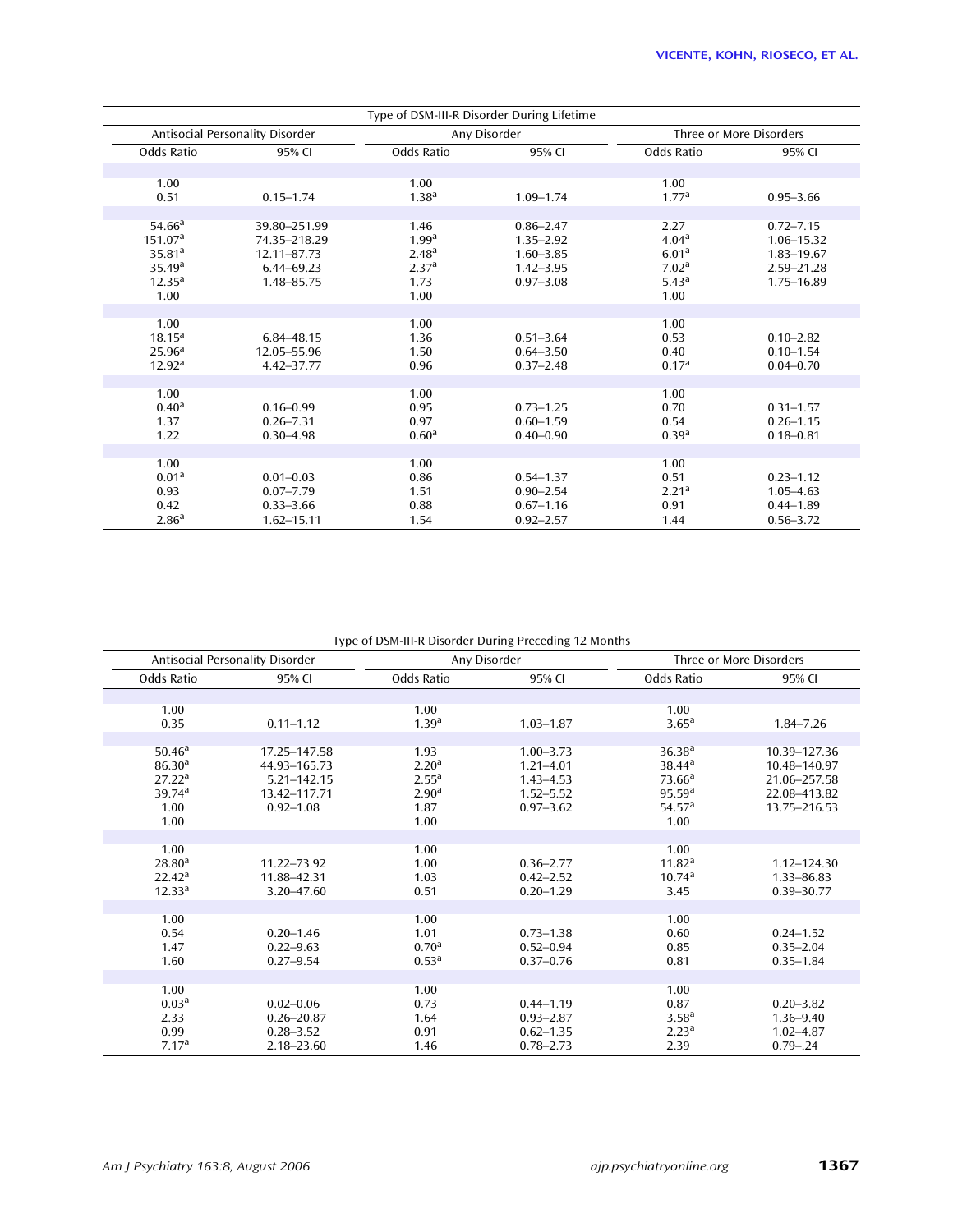| Type of DSM-III-R Disorder During Lifetime | | | | | |
|---|---|---|---|---|---|
| Antisocial Personality Disorder | | Any Disorder | | Three or More Disorders | |
| Odds Ratio | 95% CI | Odds Ratio | 95% CI | Odds Ratio | 95% CI |
| | | | | | |
| 1.00 | | 1.00 | | 1.00 | |
| 0.51 | 0.15–1.74 | 1.38[a] | 1.09–1.74 | 1.77[a] | 0.95–3.66 |
| | | | | | |
| 54.66[a] | 39.80–251.99 | 1.46 | 0.86–2.47 | 2.27 | 0.72–7.15 |
| 151.07[a] | 74.35–218.29 | 1.99[a] | 1.35–2.92 | 4.04[a] | 1.06–15.32 |
| 35.81[a] | 12.11–87.73 | 2.48[a] | 1.60–3.85 | 6.01[a] | 1.83–19.67 |
| 35.49[a] | 6.44–69.23 | 2.37[a] | 1.42–3.95 | 7.02[a] | 2.59–21.28 |
| 12.35[a] | 1.48–85.75 | 1.73 | 0.97–3.08 | 5.43[a] | 1.75–16.89 |
| 1.00 | | 1.00 | | 1.00 | |
| | | | | | |
| 1.00 | | 1.00 | | 1.00 | |
| 18.15[a] | 6.84–48.15 | 1.36 | 0.51–3.64 | 0.53 | 0.10–2.82 |
| 25.96[a] | 12.05–55.96 | 1.50 | 0.64–3.50 | 0.40 | 0.10–1.54 |
| 12.92[a] | 4.42–37.77 | 0.96 | 0.37–2.48 | 0.17[a] | 0.04–0.70 |
| | | | | | |
| 1.00 | | 1.00 | | 1.00 | |
| 0.40[a] | 0.16–0.99 | 0.95 | 0.73–1.25 | 0.70 | 0.31–1.57 |
| 1.37 | 0.26–7.31 | 0.97 | 0.60–1.59 | 0.54 | 0.26–1.15 |
| 1.22 | 0.30–4.98 | 0.60[a] | 0.40–0.90 | 0.39[a] | 0.18–0.81 |
| | | | | | |
| 1.00 | | 1.00 | | 1.00 | |
| 0.01[a] | 0.01–0.03 | 0.86 | 0.54–1.37 | 0.51 | 0.23–1.12 |
| 0.93 | 0.07–7.79 | 1.51 | 0.90–2.54 | 2.21[a] | 1.05–4.63 |
| 0.42 | 0.33–3.66 | 0.88 | 0.67–1.16 | 0.91 | 0.44–1.89 |
| 2.86[a] | 1.62–15.11 | 1.54 | 0.92–2.57 | 1.44 | 0.56–3.72 |

| Type of DSM-III-R Disorder During Preceding 12 Months | | | | | |
|---|---|---|---|---|---|
| Antisocial Personality Disorder | | Any Disorder | | Three or More Disorders | |
| Odds Ratio | 95% CI | Odds Ratio | 95% CI | Odds Ratio | 95% CI |
| | | | | | |
| 1.00 | | 1.00 | | 1.00 | |
| 0.35 | 0.11–1.12 | 1.39[a] | 1.03–1.87 | 3.65[a] | 1.84–7.26 |
| | | | | | |
| 50.46[a] | 17.25–147.58 | 1.93 | 1.00–3.73 | 36.38[a] | 10.39–127.36 |
| 86.30[a] | 44.93–165.73 | 2.20[a] | 1.21–4.01 | 38.44[a] | 10.48–140.97 |
| 27.22[a] | 5.21–142.15 | 2.55[a] | 1.43–4.53 | 73.66[a] | 21.06–257.58 |
| 39.74[a] | 13.42–117.71 | 2.90[a] | 1.52–5.52 | 95.59[a] | 22.08–413.82 |
| 1.00 | 0.92–1.08 | 1.87 | 0.97–3.62 | 54.57[a] | 13.75–216.53 |
| 1.00 | | 1.00 | | 1.00 | |
| | | | | | |
| 1.00 | | 1.00 | | 1.00 | |
| 28.80[a] | 11.22–73.92 | 1.00 | 0.36–2.77 | 11.82[a] | 1.12–124.30 |
| 22.42[a] | 11.88–42.31 | 1.03 | 0.42–2.52 | 10.74[a] | 1.33–86.83 |
| 12.33[a] | 3.20–47.60 | 0.51 | 0.20–1.29 | 3.45 | 0.39–30.77 |
| | | | | | |
| 1.00 | | 1.00 | | 1.00 | |
| 0.54 | 0.20–1.46 | 1.01 | 0.73–1.38 | 0.60 | 0.24–1.52 |
| 1.47 | 0.22–9.63 | 0.70[a] | 0.52–0.94 | 0.85 | 0.35–2.04 |
| 1.60 | 0.27–9.54 | 0.53[a] | 0.37–0.76 | 0.81 | 0.35–1.84 |
| | | | | | |
| 1.00 | | 1.00 | | 1.00 | |
| 0.03[a] | 0.02–0.06 | 0.73 | 0.44–1.19 | 0.87 | 0.20–3.82 |
| 2.33 | 0.26–20.87 | 1.64 | 0.93–2.87 | 3.58[a] | 1.36–9.40 |
| 0.99 | 0.28–3.52 | 0.91 | 0.62–1.35 | 2.23[a] | 1.02–4.87 |
| 7.17[a] | 2.18–23.60 | 1.46 | 0.78–2.73 | 2.39 | 0.79–.24 |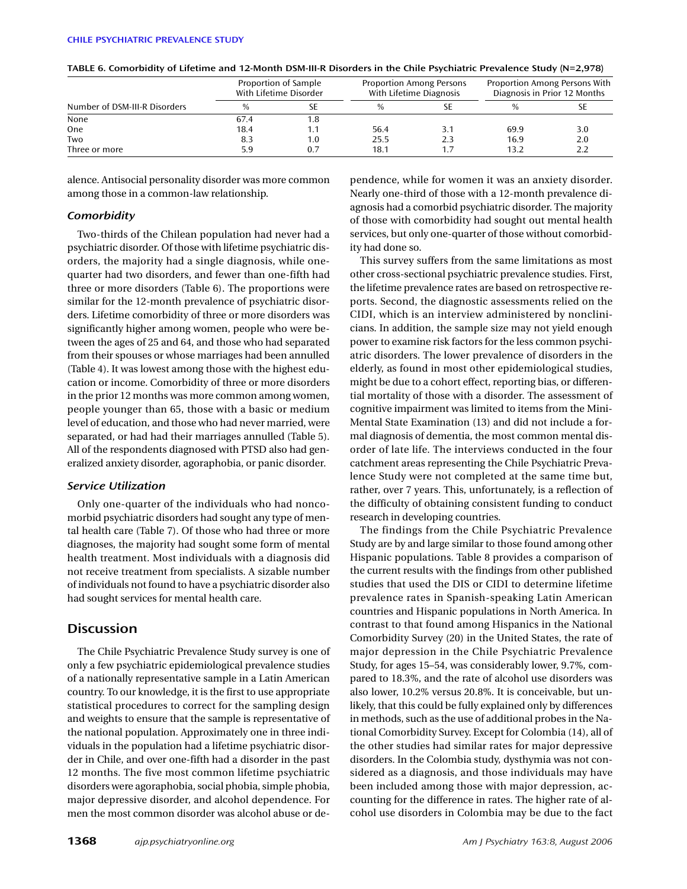TABLE 6. Comorbidity of Lifetime and 12-Month DSM-III-R Disorders in the Chile Psychiatric Prevalence Study (N=2,978)

| Number of DSM-III-R Disorders | Proportion of Sample With Lifetime Disorder | | Proportion Among Persons With Lifetime Diagnosis | | Proportion Among Persons With Diagnosis in Prior 12 Months | |
|---|---|---|---|---|---|---|
| | % | SE | % | SE | % | SE |
| None | 67.4 | 1.8 | | | | |
| One | 18.4 | 1.1 | 56.4 | 3.1 | 69.9 | 3.0 |
| Two | 8.3 | 1.0 | 25.5 | 2.3 | 16.9 | 2.0 |
| Three or more | 5.9 | 0.7 | 18.1 | 1.7 | 13.2 | 2.2 |

alence. Antisocial personality disorder was more common among those in a common-law relationship.

### *Comorbidity*

Two-thirds of the Chilean population had never had a psychiatric disorder. Of those with lifetime psychiatric disorders, the majority had a single diagnosis, while one-quarter had two disorders, and fewer than one-fifth had three or more disorders (Table 6). The proportions were similar for the 12-month prevalence of psychiatric disorders. Lifetime comorbidity of three or more disorders was significantly higher among women, people who were between the ages of 25 and 64, and those who had separated from their spouses or whose marriages had been annulled (Table 4). It was lowest among those with the highest education or income. Comorbidity of three or more disorders in the prior 12 months was more common among women, people younger than 65, those with a basic or medium level of education, and those who had never married, were separated, or had had their marriages annulled (Table 5). All of the respondents diagnosed with PTSD also had generalized anxiety disorder, agoraphobia, or panic disorder.

### *Service Utilization*

Only one-quarter of the individuals who had noncomorbid psychiatric disorders had sought any type of mental health care (Table 7). Of those who had three or more diagnoses, the majority had sought some form of mental health treatment. Most individuals with a diagnosis did not receive treatment from specialists. A sizable number of individuals not found to have a psychiatric disorder also had sought services for mental health care.

## Discussion

The Chile Psychiatric Prevalence Study survey is one of only a few psychiatric epidemiological prevalence studies of a nationally representative sample in a Latin American country. To our knowledge, it is the first to use appropriate statistical procedures to correct for the sampling design and weights to ensure that the sample is representative of the national population. Approximately one in three individuals in the population had a lifetime psychiatric disorder in Chile, and over one-fifth had a disorder in the past 12 months. The five most common lifetime psychiatric disorders were agoraphobia, social phobia, simple phobia, major depressive disorder, and alcohol dependence. For men the most common disorder was alcohol abuse or dependence, while for women it was an anxiety disorder. Nearly one-third of those with a 12-month prevalence diagnosis had a comorbid psychiatric disorder. The majority of those with comorbidity had sought out mental health services, but only one-quarter of those without comorbidity had done so.

This survey suffers from the same limitations as most other cross-sectional psychiatric prevalence studies. First, the lifetime prevalence rates are based on retrospective reports. Second, the diagnostic assessments relied on the CIDI, which is an interview administered by nonclinicians. In addition, the sample size may not yield enough power to examine risk factors for the less common psychiatric disorders. The lower prevalence of disorders in the elderly, as found in most other epidemiological studies, might be due to a cohort effect, reporting bias, or differential mortality of those with a disorder. The assessment of cognitive impairment was limited to items from the Mini-Mental State Examination (13) and did not include a formal diagnosis of dementia, the most common mental disorder of late life. The interviews conducted in the four catchment areas representing the Chile Psychiatric Prevalence Study were not completed at the same time but, rather, over 7 years. This, unfortunately, is a reflection of the difficulty of obtaining consistent funding to conduct research in developing countries.

The findings from the Chile Psychiatric Prevalence Study are by and large similar to those found among other Hispanic populations. Table 8 provides a comparison of the current results with the findings from other published studies that used the DIS or CIDI to determine lifetime prevalence rates in Spanish-speaking Latin American countries and Hispanic populations in North America. In contrast to that found among Hispanics in the National Comorbidity Survey (20) in the United States, the rate of major depression in the Chile Psychiatric Prevalence Study, for ages 15–54, was considerably lower, 9.7%, compared to 18.3%, and the rate of alcohol use disorders was also lower, 10.2% versus 20.8%. It is conceivable, but unlikely, that this could be fully explained only by differences in methods, such as the use of additional probes in the National Comorbidity Survey. Except for Colombia (14), all of the other studies had similar rates for major depressive disorders. In the Colombia study, dysthymia was not considered as a diagnosis, and those individuals may have been included among those with major depression, accounting for the difference in rates. The higher rate of alcohol use disorders in Colombia may be due to the fact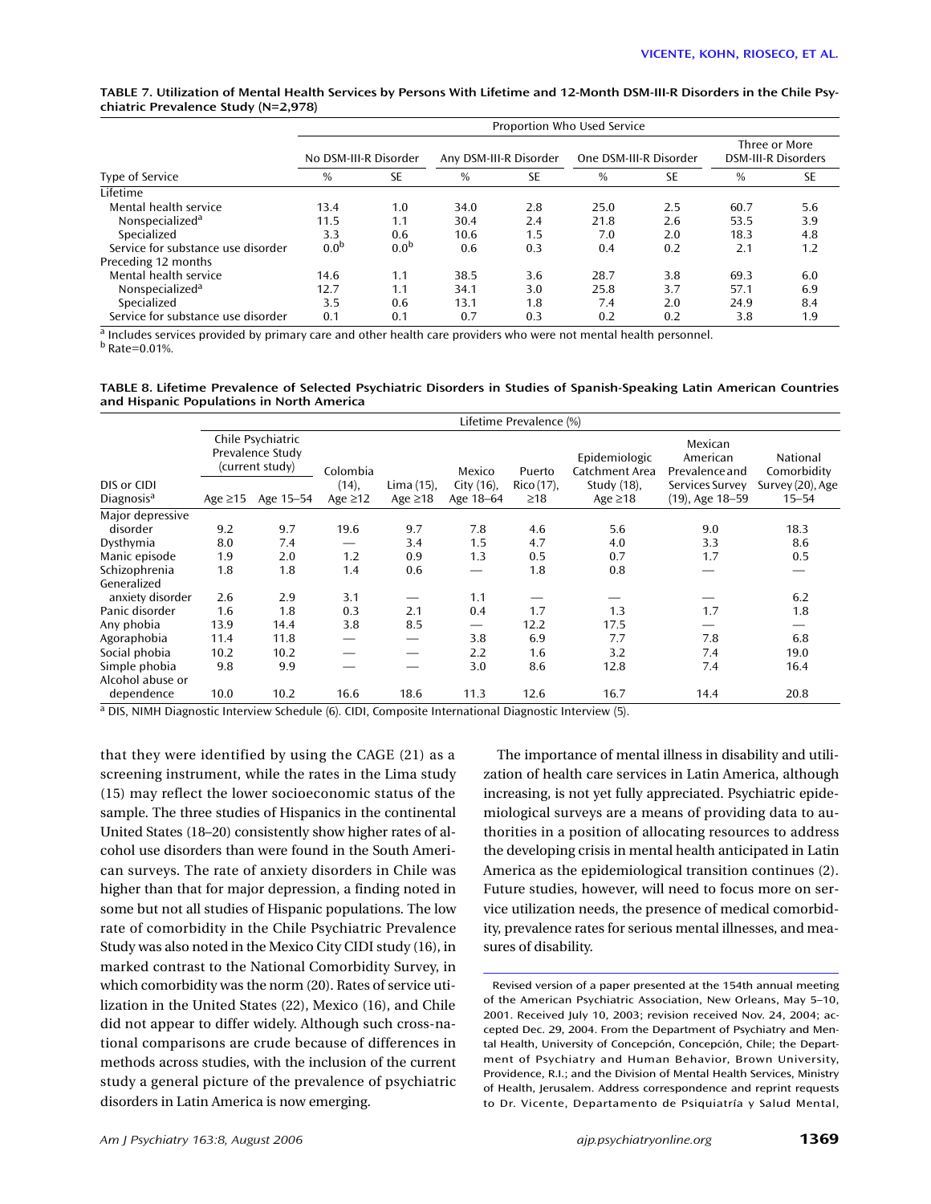**TABLE 7. Utilization of Mental Health Services by Persons With Lifetime and 12-Month DSM-III-R Disorders in the Chile Psychiatric Prevalence Study (N=2,978)**

| Type of Service | Proportion Who Used Service | | | | | | | |
|---|---|---|---|---|---|---|---|---|
| | No DSM-III-R Disorder | | Any DSM-III-R Disorder | | One DSM-III-R Disorder | | Three or More DSM-III-R Disorders | |
| | % | SE | % | SE | % | SE | % | SE |
| Lifetime | | | | | | | | |
| Mental health service | 13.4 | 1.0 | 34.0 | 2.8 | 25.0 | 2.5 | 60.7 | 5.6 |
| Nonspecialized[a] | 11.5 | 1.1 | 30.4 | 2.4 | 21.8 | 2.6 | 53.5 | 3.9 |
| Specialized | 3.3 | 0.6 | 10.6 | 1.5 | 7.0 | 2.0 | 18.3 | 4.8 |
| Service for substance use disorder | 0.0[b] | 0.0[b] | 0.6 | 0.3 | 0.4 | 0.2 | 2.1 | 1.2 |
| Preceding 12 months | | | | | | | | |
| Mental health service | 14.6 | 1.1 | 38.5 | 3.6 | 28.7 | 3.8 | 69.3 | 6.0 |
| Nonspecialized[a] | 12.7 | 1.1 | 34.1 | 3.0 | 25.8 | 3.7 | 57.1 | 6.9 |
| Specialized | 3.5 | 0.6 | 13.1 | 1.8 | 7.4 | 2.0 | 24.9 | 8.4 |
| Service for substance use disorder | 0.1 | 0.1 | 0.7 | 0.3 | 0.2 | 0.2 | 3.8 | 1.9 |

[a] Includes services provided by primary care and other health care providers who were not mental health personnel.
[b] Rate=0.01%.

**TABLE 8. Lifetime Prevalence of Selected Psychiatric Disorders in Studies of Spanish-Speaking Latin American Countries and Hispanic Populations in North America**

| DIS or CIDI Diagnosis[a] | Lifetime Prevalence (%) | | | | | | | | |
|---|---|---|---|---|---|---|---|---|---|
| | Chile Psychiatric Prevalence Study (current study) | | Colombia (14), Age ≥12 | Lima (15), Age ≥18 | Mexico City (16), Age 18–64 | Puerto Rico (17), ≥18 | Epidemiologic Catchment Area Study (18), Age ≥18 | Mexican American Prevalence and Services Survey (19), Age 18–59 | National Comorbidity Survey (20), Age 15–54 |
| | Age ≥15 | Age 15–54 | | | | | | | |
| Major depressive disorder | 9.2 | 9.7 | 19.6 | 9.7 | 7.8 | 4.6 | 5.6 | 9.0 | 18.3 |
| Dysthymia | 8.0 | 7.4 | — | 3.4 | 1.5 | 4.7 | 4.0 | 3.3 | 8.6 |
| Manic episode | 1.9 | 2.0 | 1.2 | 0.9 | 1.3 | 0.5 | 0.7 | 1.7 | 0.5 |
| Schizophrenia | 1.8 | 1.8 | 1.4 | 0.6 | — | 1.8 | 0.8 | — | — |
| Generalized anxiety disorder | 2.6 | 2.9 | 3.1 | — | 1.1 | — | — | — | 6.2 |
| Panic disorder | 1.6 | 1.8 | 0.3 | 2.1 | 0.4 | 1.7 | 1.3 | 1.7 | 1.8 |
| Any phobia | 13.9 | 14.4 | 3.8 | 8.5 | — | 12.2 | 17.5 | — | — |
| Agoraphobia | 11.4 | 11.8 | — | — | 3.8 | 6.9 | 7.7 | 7.8 | 6.8 |
| Social phobia | 10.2 | 10.2 | — | — | 2.2 | 1.6 | 3.2 | 7.4 | 19.0 |
| Simple phobia | 9.8 | 9.9 | — | — | 3.0 | 8.6 | 12.8 | 7.4 | 16.4 |
| Alcohol abuse or dependence | 10.0 | 10.2 | 16.6 | 18.6 | 11.3 | 12.6 | 16.7 | 14.4 | 20.8 |

[a] DIS, NIMH Diagnostic Interview Schedule (6). CIDI, Composite International Diagnostic Interview (5).

that they were identified by using the CAGE (21) as a screening instrument, while the rates in the Lima study (15) may reflect the lower socioeconomic status of the sample. The three studies of Hispanics in the continental United States (18–20) consistently show higher rates of alcohol use disorders than were found in the South American surveys. The rate of anxiety disorders in Chile was higher than that for major depression, a finding noted in some but not all studies of Hispanic populations. The low rate of comorbidity in the Chile Psychiatric Prevalence Study was also noted in the Mexico City CIDI study (16), in marked contrast to the National Comorbidity Survey, in which comorbidity was the norm (20). Rates of service utilization in the United States (22), Mexico (16), and Chile did not appear to differ widely. Although such cross-national comparisons are crude because of differences in methods across studies, with the inclusion of the current study a general picture of the prevalence of psychiatric disorders in Latin America is now emerging.

The importance of mental illness in disability and utilization of health care services in Latin America, although increasing, is not yet fully appreciated. Psychiatric epidemiological surveys are a means of providing data to authorities in a position of allocating resources to address the developing crisis in mental health anticipated in Latin America as the epidemiological transition continues (2). Future studies, however, will need to focus more on service utilization needs, the presence of medical comorbidity, prevalence rates for serious mental illnesses, and measures of disability.

Revised version of a paper presented at the 154th annual meeting of the American Psychiatric Association, New Orleans, May 5–10, 2001. Received July 10, 2003; revision received Nov. 24, 2004; accepted Dec. 29, 2004. From the Department of Psychiatry and Mental Health, University of Concepción, Concepción, Chile; the Department of Psychiatry and Human Behavior, Brown University, Providence, R.I.; and the Division of Mental Health Services, Ministry of Health, Jerusalem. Address correspondence and reprint requests to Dr. Vicente, Departamento de Psiquiatría y Salud Mental,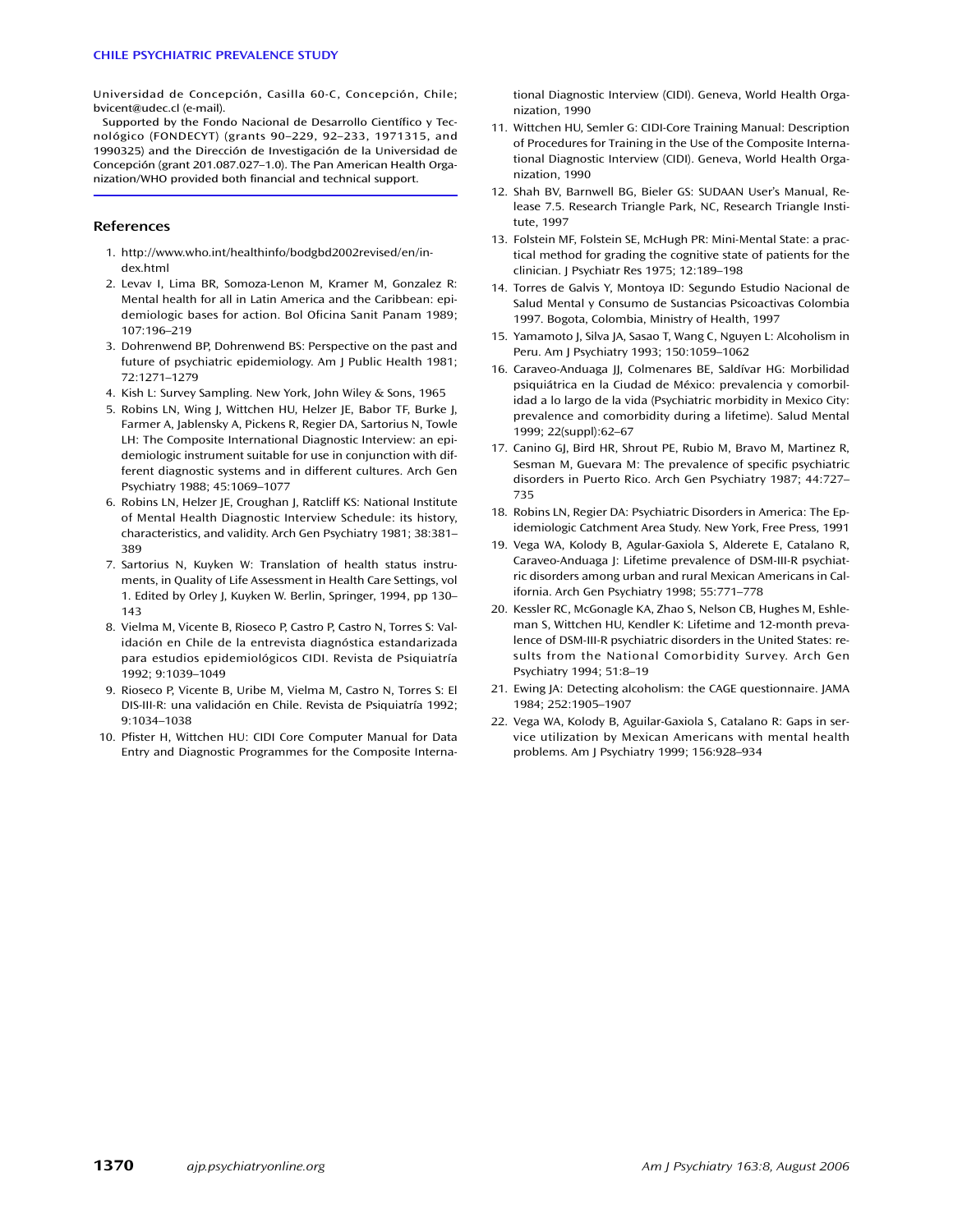Universidad de Concepción, Casilla 60-C, Concepción, Chile; bvicent@udec.cl (e-mail).

Supported by the Fondo Nacional de Desarrollo Científico y Tecnológico (FONDECYT) (grants 90–229, 92–233, 1971315, and 1990325) and the Dirección de Investigación de la Universidad de Concepción (grant 201.087.027–1.0). The Pan American Health Organization/WHO provided both financial and technical support.

## References

1. http://www.who.int/healthinfo/bodgbd2002revised/en/index.html
2. Levav I, Lima BR, Somoza-Lenon M, Kramer M, Gonzalez R: Mental health for all in Latin America and the Caribbean: epidemiologic bases for action. Bol Oficina Sanit Panam 1989; 107:196–219
3. Dohrenwend BP, Dohrenwend BS: Perspective on the past and future of psychiatric epidemiology. Am J Public Health 1981; 72:1271–1279
4. Kish L: Survey Sampling. New York, John Wiley & Sons, 1965
5. Robins LN, Wing J, Wittchen HU, Helzer JE, Babor TF, Burke J, Farmer A, Jablensky A, Pickens R, Regier DA, Sartorius N, Towle LH: The Composite International Diagnostic Interview: an epidemiologic instrument suitable for use in conjunction with different diagnostic systems and in different cultures. Arch Gen Psychiatry 1988; 45:1069–1077
6. Robins LN, Helzer JE, Croughan J, Ratcliff KS: National Institute of Mental Health Diagnostic Interview Schedule: its history, characteristics, and validity. Arch Gen Psychiatry 1981; 38:381–389
7. Sartorius N, Kuyken W: Translation of health status instruments, in Quality of Life Assessment in Health Care Settings, vol 1. Edited by Orley J, Kuyken W. Berlin, Springer, 1994, pp 130–143
8. Vielma M, Vicente B, Rioseco P, Castro P, Castro N, Torres S: Validación en Chile de la entrevista diagnóstica estandarizada para estudios epidemiológicos CIDI. Revista de Psiquiatría 1992; 9:1039–1049
9. Rioseco P, Vicente B, Uribe M, Vielma M, Castro N, Torres S: El DIS-III-R: una validación en Chile. Revista de Psiquiatría 1992; 9:1034–1038
10. Pfister H, Wittchen HU: CIDI Core Computer Manual for Data Entry and Diagnostic Programmes for the Composite International Diagnostic Interview (CIDI). Geneva, World Health Organization, 1990
11. Wittchen HU, Semler G: CIDI-Core Training Manual: Description of Procedures for Training in the Use of the Composite International Diagnostic Interview (CIDI). Geneva, World Health Organization, 1990
12. Shah BV, Barnwell BG, Bieler GS: SUDAAN User's Manual, Release 7.5. Research Triangle Park, NC, Research Triangle Institute, 1997
13. Folstein MF, Folstein SE, McHugh PR: Mini-Mental State: a practical method for grading the cognitive state of patients for the clinician. J Psychiatr Res 1975; 12:189–198
14. Torres de Galvis Y, Montoya ID: Segundo Estudio Nacional de Salud Mental y Consumo de Sustancias Psicoactivas Colombia 1997. Bogota, Colombia, Ministry of Health, 1997
15. Yamamoto J, Silva JA, Sasao T, Wang C, Nguyen L: Alcoholism in Peru. Am J Psychiatry 1993; 150:1059–1062
16. Caraveo-Anduaga JJ, Colmenares BE, Saldívar HG: Morbilidad psiquiátrica en la Ciudad de México: prevalencia y comorbilidad a lo largo de la vida (Psychiatric morbidity in Mexico City: prevalence and comorbidity during a lifetime). Salud Mental 1999; 22(suppl):62–67
17. Canino GJ, Bird HR, Shrout PE, Rubio M, Bravo M, Martinez R, Sesman M, Guevara M: The prevalence of specific psychiatric disorders in Puerto Rico. Arch Gen Psychiatry 1987; 44:727–735
18. Robins LN, Regier DA: Psychiatric Disorders in America: The Epidemiologic Catchment Area Study. New York, Free Press, 1991
19. Vega WA, Kolody B, Agular-Gaxiola S, Alderete E, Catalano R, Caraveo-Anduaga J: Lifetime prevalence of DSM-III-R psychiatric disorders among urban and rural Mexican Americans in California. Arch Gen Psychiatry 1998; 55:771–778
20. Kessler RC, McGonagle KA, Zhao S, Nelson CB, Hughes M, Eshleman S, Wittchen HU, Kendler K: Lifetime and 12-month prevalence of DSM-III-R psychiatric disorders in the United States: results from the National Comorbidity Survey. Arch Gen Psychiatry 1994; 51:8–19
21. Ewing JA: Detecting alcoholism: the CAGE questionnaire. JAMA 1984; 252:1905–1907
22. Vega WA, Kolody B, Aguilar-Gaxiola S, Catalano R: Gaps in service utilization by Mexican Americans with mental health problems. Am J Psychiatry 1999; 156:928–934